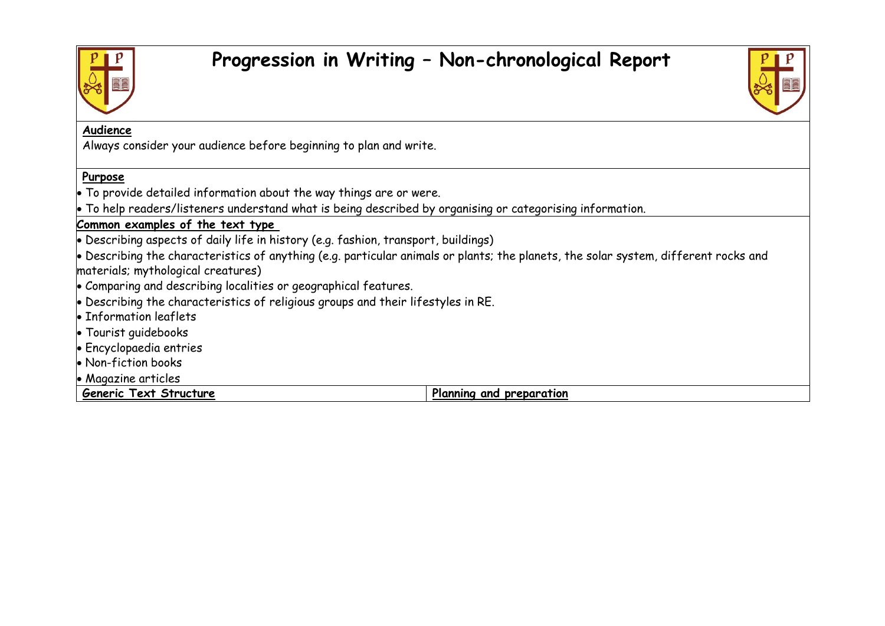# Progression in Writing – Non-chronological Report

**Audience**

Always consider your audience before beginning to plan and write.

**Purpose**

- To provide detailed information about the way things are or were.
- To help readers/listeners understand what is being described by organising or categorising information.

**Common examples of the text type**

- Describing aspects of daily life in history (e.g. fashion, transport, buildings)
- Describing the characteristics of anything (e.g. particular animals or plants; the planets, the solar system, different rocks and materials; mythological creatures)
- Comparing and describing localities or geographical features.
- Describing the characteristics of religious groups and their lifestyles in RE.
- Information leaflets
- Tourist guidebooks
- Encyclopaedia entries
- Non-fiction books
- Magazine articles

| **Generic Text Structure** | **Planning and preparation** |
|---|---|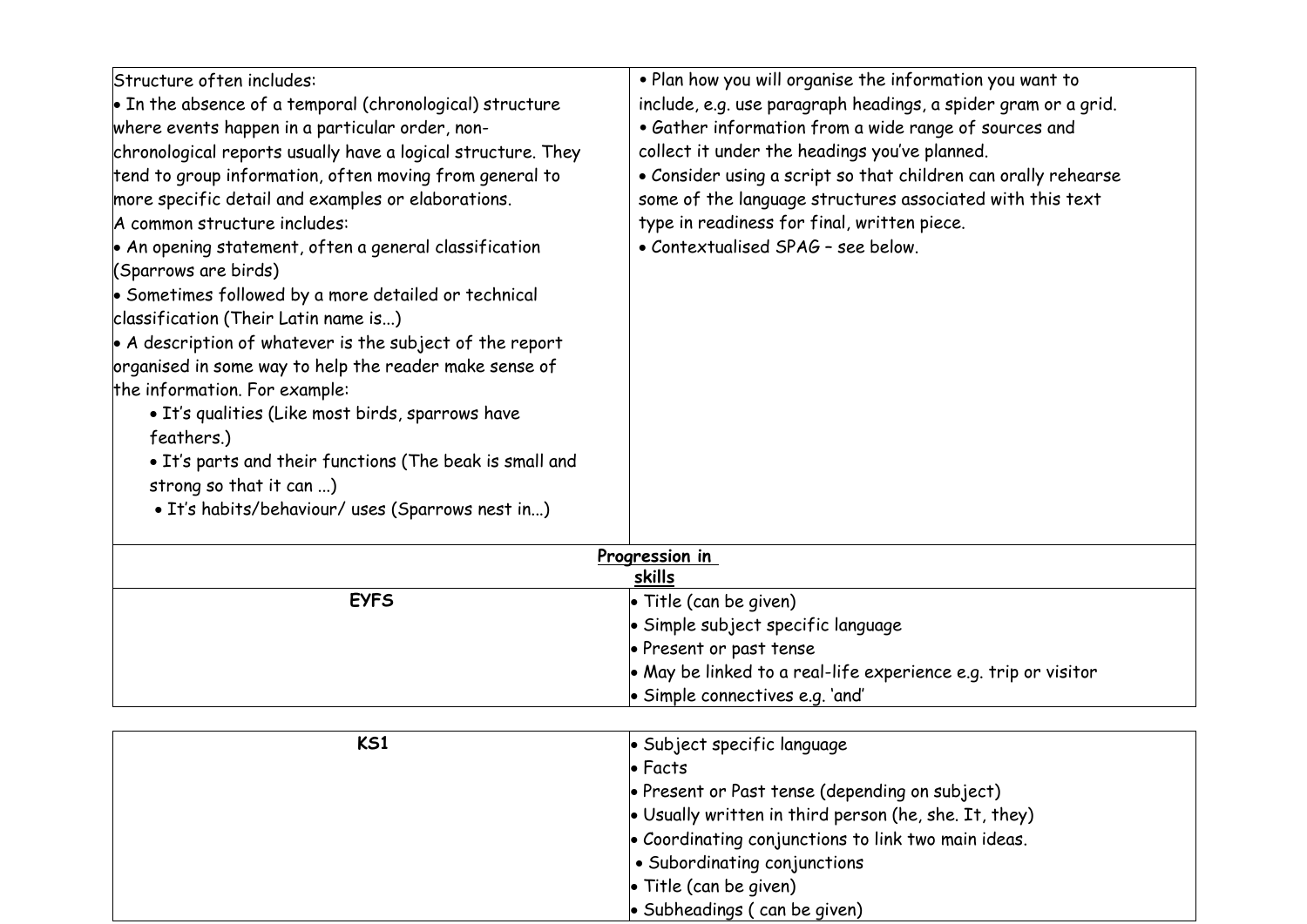| Structure often includes: | |
|---|---|
| • In the absence of a temporal (chronological) structure where events happen in a particular order, non-chronological reports usually have a logical structure. They tend to group information, often moving from general to more specific detail and examples or elaborations.<br>A common structure includes:<br>• An opening statement, often a general classification (Sparrows are birds)<br>• Sometimes followed by a more detailed or technical classification (Their Latin name is...)<br>• A description of whatever is the subject of the report organised in some way to help the reader make sense of the information. For example:<br>  • It's qualities (Like most birds, sparrows have feathers.)<br>  • It's parts and their functions (The beak is small and strong so that it can ...)<br>  • It's habits/behaviour/ uses (Sparrows nest in...) | • Plan how you will organise the information you want to include, e.g. use paragraph headings, a spider gram or a grid.<br>• Gather information from a wide range of sources and collect it under the headings you've planned.<br>• Consider using a script so that children can orally rehearse some of the language structures associated with this text type in readiness for final, written piece.<br>• Contextualised SPAG – see below. |
| **Progression in skills** | |
| **EYFS** | • Title (can be given)<br>• Simple subject specific language<br>• Present or past tense<br>• May be linked to a real-life experience e.g. trip or visitor<br>• Simple connectives e.g. 'and' |

| **KS1** | • Subject specific language<br>• Facts<br>• Present or Past tense (depending on subject)<br>• Usually written in third person (he, she. It, they)<br>• Coordinating conjunctions to link two main ideas.<br>• Subordinating conjunctions<br>• Title (can be given)<br>• Subheadings ( can be given) |
|---|---|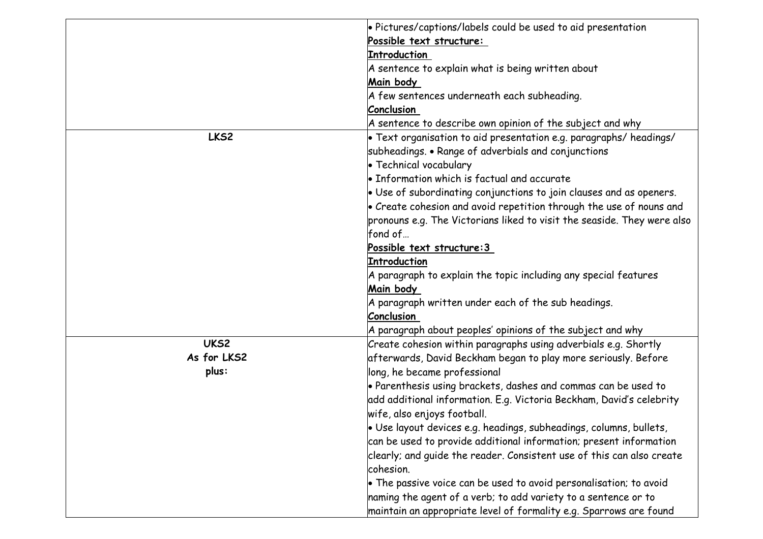| | |
|---|---|
| | • Pictures/captions/labels could be used to aid presentation<br>**Possible text structure:**<br>**Introduction**<br>A sentence to explain what is being written about<br>**Main body**<br>A few sentences underneath each subheading.<br>**Conclusion**<br>A sentence to describe own opinion of the subject and why |
| **LKS2** | • Text organisation to aid presentation e.g. paragraphs/ headings/ subheadings. • Range of adverbials and conjunctions<br>• Technical vocabulary<br>• Information which is factual and accurate<br>• Use of subordinating conjunctions to join clauses and as openers.<br>• Create cohesion and avoid repetition through the use of nouns and pronouns e.g. The Victorians liked to visit the seaside. They were also fond of…<br>**Possible text structure:3**<br>**Introduction**<br>A paragraph to explain the topic including any special features<br>**Main body**<br>A paragraph written under each of the sub headings.<br>**Conclusion**<br>A paragraph about peoples' opinions of the subject and why |
| **UKS2**<br>**As for LKS2**<br>**plus:** | Create cohesion within paragraphs using adverbials e.g. Shortly afterwards, David Beckham began to play more seriously. Before long, he became professional<br>• Parenthesis using brackets, dashes and commas can be used to add additional information. E.g. Victoria Beckham, David's celebrity wife, also enjoys football.<br>• Use layout devices e.g. headings, subheadings, columns, bullets, can be used to provide additional information; present information clearly; and guide the reader. Consistent use of this can also create cohesion.<br>• The passive voice can be used to avoid personalisation; to avoid naming the agent of a verb; to add variety to a sentence or to maintain an appropriate level of formality e.g. Sparrows are found |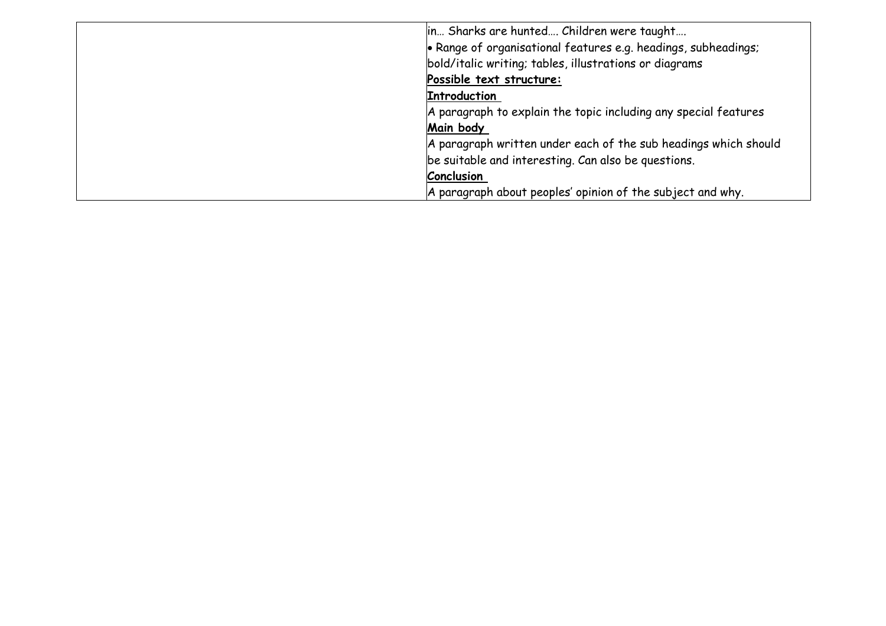| | |
|---|---|
| | in… Sharks are hunted…. Children were taught….<br>• Range of organisational features e.g. headings, subheadings; bold/italic writing; tables, illustrations or diagrams<br>**Possible text structure:**<br>**Introduction**<br>A paragraph to explain the topic including any special features<br>**Main body**<br>A paragraph written under each of the sub headings which should be suitable and interesting. Can also be questions.<br>**Conclusion**<br>A paragraph about peoples' opinion of the subject and why. |